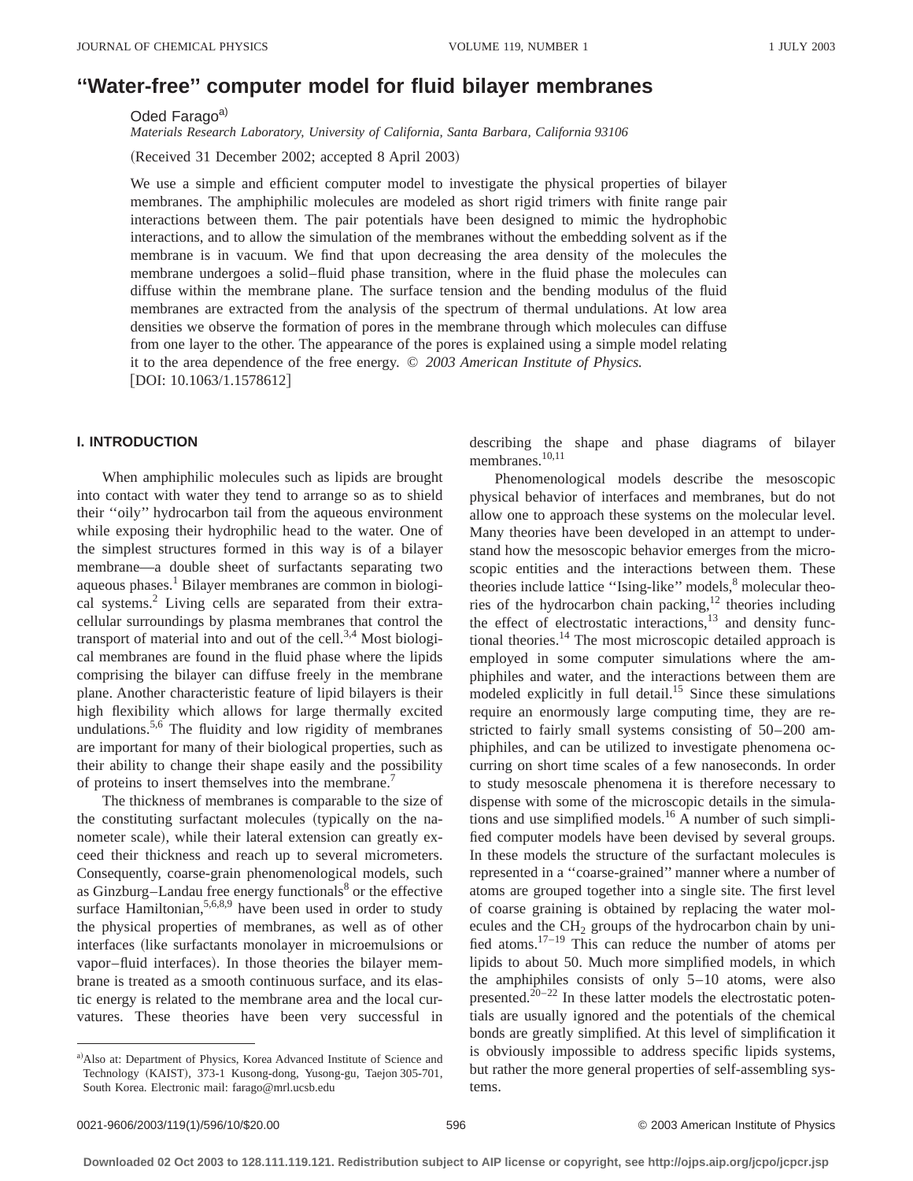# "Water-free" computer model for fluid bilayer membranes

Oded Farago[a]

*Materials Research Laboratory, University of California, Santa Barbara, California 93106*

(Received 31 December 2002; accepted 8 April 2003)

We use a simple and efficient computer model to investigate the physical properties of bilayer membranes. The amphiphilic molecules are modeled as short rigid trimers with finite range pair interactions between them. The pair potentials have been designed to mimic the hydrophobic interactions, and to allow the simulation of the membranes without the embedding solvent as if the membrane is in vacuum. We find that upon decreasing the area density of the molecules the membrane undergoes a solid–fluid phase transition, where in the fluid phase the molecules can diffuse within the membrane plane. The surface tension and the bending modulus of the fluid membranes are extracted from the analysis of the spectrum of thermal undulations. At low area densities we observe the formation of pores in the membrane through which molecules can diffuse from one layer to the other. The appearance of the pores is explained using a simple model relating it to the area dependence of the free energy. © *2003 American Institute of Physics.* [DOI: 10.1063/1.1578612]

## I. INTRODUCTION

When amphiphilic molecules such as lipids are brought into contact with water they tend to arrange so as to shield their "oily" hydrocarbon tail from the aqueous environment while exposing their hydrophilic head to the water. One of the simplest structures formed in this way is of a bilayer membrane—a double sheet of surfactants separating two aqueous phases.[1] Bilayer membranes are common in biological systems.[2] Living cells are separated from their extracellular surroundings by plasma membranes that control the transport of material into and out of the cell.[3,4] Most biological membranes are found in the fluid phase where the lipids comprising the bilayer can diffuse freely in the membrane plane. Another characteristic feature of lipid bilayers is their high flexibility which allows for large thermally excited undulations.[5,6] The fluidity and low rigidity of membranes are important for many of their biological properties, such as their ability to change their shape easily and the possibility of proteins to insert themselves into the membrane.[7]

The thickness of membranes is comparable to the size of the constituting surfactant molecules (typically on the nanometer scale), while their lateral extension can greatly exceed their thickness and reach up to several micrometers. Consequently, coarse-grain phenomenological models, such as Ginzburg–Landau free energy functionals[8] or the effective surface Hamiltonian,[5,6,8,9] have been used in order to study the physical properties of membranes, as well as of other interfaces (like surfactants monolayer in microemulsions or vapor–fluid interfaces). In those theories the bilayer membrane is treated as a smooth continuous surface, and its elastic energy is related to the membrane area and the local curvatures. These theories have been very successful in describing the shape and phase diagrams of bilayer membranes.[10,11]

Phenomenological models describe the mesoscopic physical behavior of interfaces and membranes, but do not allow one to approach these systems on the molecular level. Many theories have been developed in an attempt to understand how the mesoscopic behavior emerges from the microscopic entities and the interactions between them. These theories include lattice "Ising-like" models,[8] molecular theories of the hydrocarbon chain packing,[12] theories including the effect of electrostatic interactions,[13] and density functional theories.[14] The most microscopic detailed approach is employed in some computer simulations where the amphiphiles and water, and the interactions between them are modeled explicitly in full detail.[15] Since these simulations require an enormously large computing time, they are restricted to fairly small systems consisting of 50–200 amphiphiles, and can be utilized to investigate phenomena occurring on short time scales of a few nanoseconds. In order to study mesoscale phenomena it is therefore necessary to dispense with some of the microscopic details in the simulations and use simplified models.[16] A number of such simplified computer models have been devised by several groups. In these models the structure of the surfactant molecules is represented in a "coarse-grained" manner where a number of atoms are grouped together into a single site. The first level of coarse graining is obtained by replacing the water molecules and the $CH_2$ groups of the hydrocarbon chain by unified atoms.[17–19] This can reduce the number of atoms per lipids to about 50. Much more simplified models, in which the amphiphiles consists of only 5–10 atoms, were also presented.[20–22] In these latter models the electrostatic potentials are usually ignored and the potentials of the chemical bonds are greatly simplified. At this level of simplification it is obviously impossible to address specific lipids systems, but rather the more general properties of self-assembling systems.

[a]Also at: Department of Physics, Korea Advanced Institute of Science and Technology (KAIST), 373-1 Kusong-dong, Yusong-gu, Taejon 305-701, South Korea. Electronic mail: farago@mrl.ucsb.edu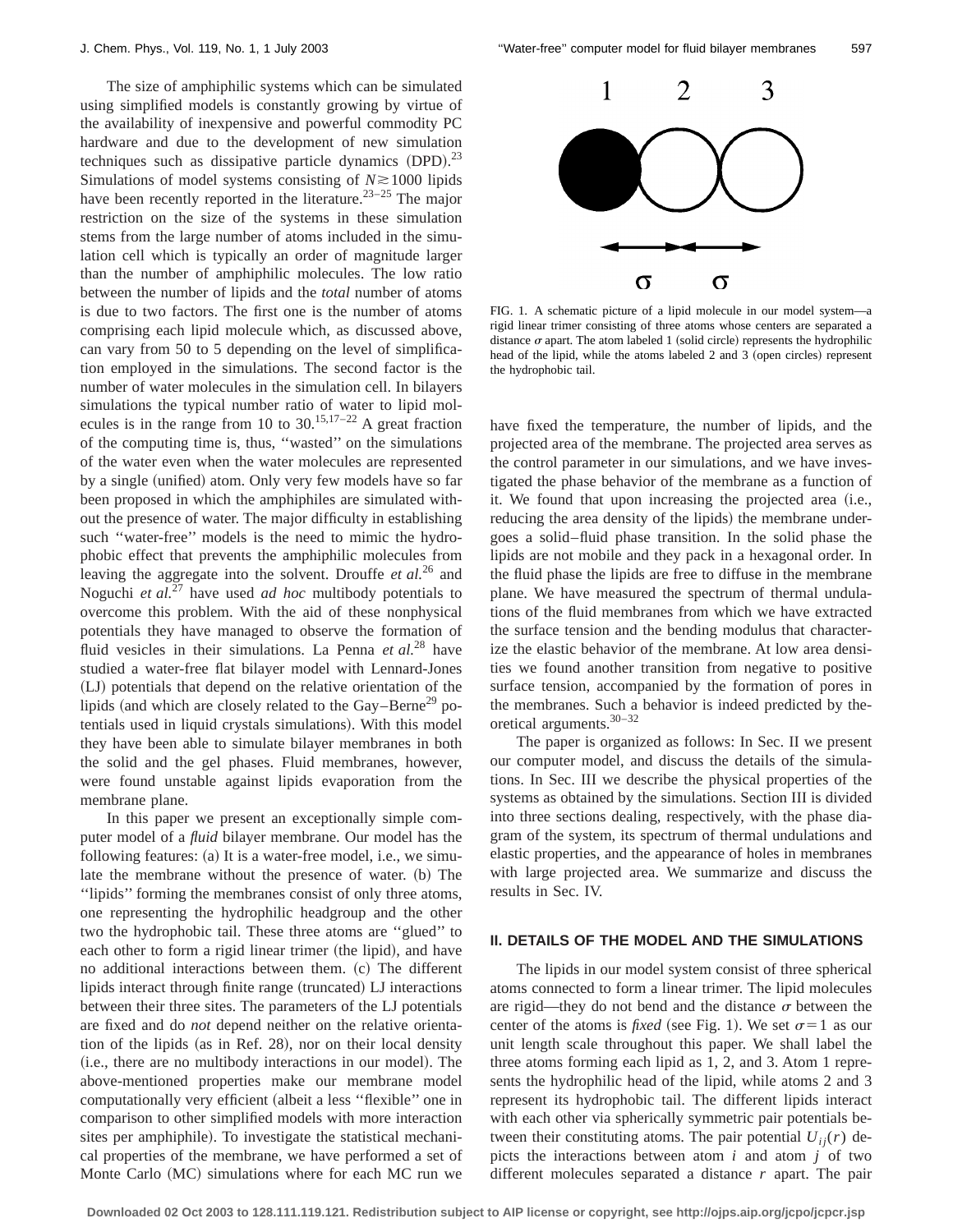The size of amphiphilic systems which can be simulated using simplified models is constantly growing by virtue of the availability of inexpensive and powerful commodity PC hardware and due to the development of new simulation techniques such as dissipative particle dynamics (DPD).[23] Simulations of model systems consisting of $N \gtrsim 1000$ lipids have been recently reported in the literature.[23–25] The major restriction on the size of the systems in these simulation stems from the large number of atoms included in the simulation cell which is typically an order of magnitude larger than the number of amphiphilic molecules. The low ratio between the number of lipids and the *total* number of atoms is due to two factors. The first one is the number of atoms comprising each lipid molecule which, as discussed above, can vary from 50 to 5 depending on the level of simplification employed in the simulations. The second factor is the number of water molecules in the simulation cell. In bilayers simulations the typical number ratio of water to lipid molecules is in the range from 10 to 30.[15,17–22] A great fraction of the computing time is, thus, ''wasted'' on the simulations of the water even when the water molecules are represented by a single (unified) atom. Only very few models have so far been proposed in which the amphiphiles are simulated without the presence of water. The major difficulty in establishing such ''water-free'' models is the need to mimic the hydrophobic effect that prevents the amphiphilic molecules from leaving the aggregate into the solvent. Drouffe *et al.*[26] and Noguchi *et al.*[27] have used *ad hoc* multibody potentials to overcome this problem. With the aid of these nonphysical potentials they have managed to observe the formation of fluid vesicles in their simulations. La Penna *et al.*[28] have studied a water-free flat bilayer model with Lennard-Jones (LJ) potentials that depend on the relative orientation of the lipids (and which are closely related to the Gay–Berne[29] potentials used in liquid crystals simulations). With this model they have been able to simulate bilayer membranes in both the solid and the gel phases. Fluid membranes, however, were found unstable against lipids evaporation from the membrane plane.

In this paper we present an exceptionally simple computer model of a *fluid* bilayer membrane. Our model has the following features: (a) It is a water-free model, i.e., we simulate the membrane without the presence of water. (b) The ''lipids'' forming the membranes consist of only three atoms, one representing the hydrophilic headgroup and the other two the hydrophobic tail. These three atoms are ''glued'' to each other to form a rigid linear trimer (the lipid), and have no additional interactions between them. (c) The different lipids interact through finite range (truncated) LJ interactions between their three sites. The parameters of the LJ potentials are fixed and do *not* depend neither on the relative orientation of the lipids (as in Ref. 28), nor on their local density (i.e., there are no multibody interactions in our model). The above-mentioned properties make our membrane model computationally very efficient (albeit a less ''flexible'' one in comparison to other simplified models with more interaction sites per amphiphile). To investigate the statistical mechanical properties of the membrane, we have performed a set of Monte Carlo (MC) simulations where for each MC run we have fixed the temperature, the number of lipids, and the projected area of the membrane. The projected area serves as the control parameter in our simulations, and we have investigated the phase behavior of the membrane as a function of it. We found that upon increasing the projected area (i.e., reducing the area density of the lipids) the membrane undergoes a solid–fluid phase transition. In the solid phase the lipids are not mobile and they pack in a hexagonal order. In the fluid phase the lipids are free to diffuse in the membrane plane. We have measured the spectrum of thermal undulations of the fluid membranes from which we have extracted the surface tension and the bending modulus that characterize the elastic behavior of the membrane. At low area densities we found another transition from negative to positive surface tension, accompanied by the formation of pores in the membranes. Such a behavior is indeed predicted by theoretical arguments.[30–32]

FIG. 1. A schematic picture of a lipid molecule in our model system—a rigid linear trimer consisting of three atoms whose centers are separated a distance $\sigma$ apart. The atom labeled 1 (solid circle) represents the hydrophilic head of the lipid, while the atoms labeled 2 and 3 (open circles) represent the hydrophobic tail.

The paper is organized as follows: In Sec. II we present our computer model, and discuss the details of the simulations. In Sec. III we describe the physical properties of the systems as obtained by the simulations. Section III is divided into three sections dealing, respectively, with the phase diagram of the system, its spectrum of thermal undulations and elastic properties, and the appearance of holes in membranes with large projected area. We summarize and discuss the results in Sec. IV.

## II. DETAILS OF THE MODEL AND THE SIMULATIONS

The lipids in our model system consist of three spherical atoms connected to form a linear trimer. The lipid molecules are rigid—they do not bend and the distance $\sigma$ between the center of the atoms is *fixed* (see Fig. 1). We set $\sigma = 1$ as our unit length scale throughout this paper. We shall label the three atoms forming each lipid as 1, 2, and 3. Atom 1 represents the hydrophilic head of the lipid, while atoms 2 and 3 represent its hydrophobic tail. The different lipids interact with each other via spherically symmetric pair potentials between their constituting atoms. The pair potential $U_{ij}(r)$ depicts the interactions between atom $i$ and atom $j$ of two different molecules separated a distance $r$ apart. The pair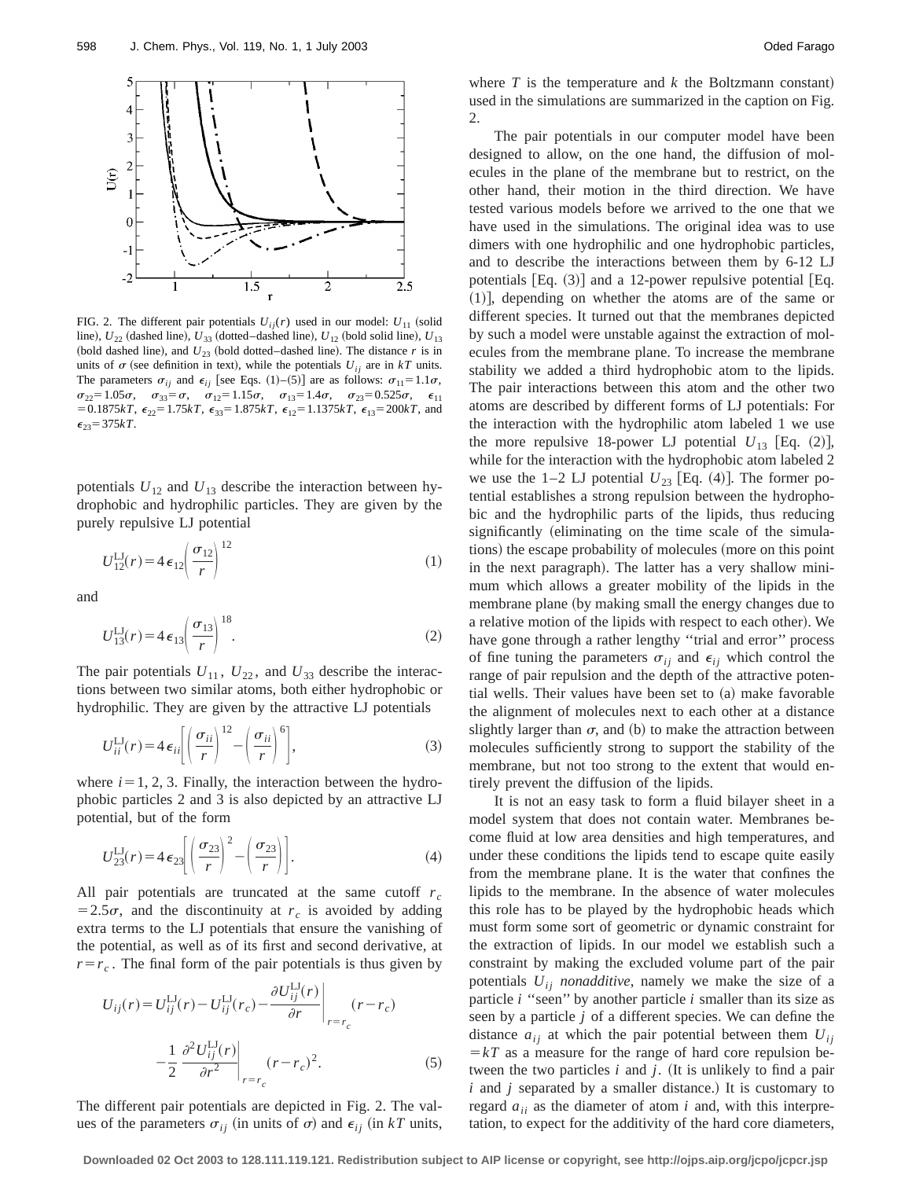FIG. 2. The different pair potentials $U_{ij}(r)$ used in our model: $U_{11}$ (solid line), $U_{22}$ (dashed line), $U_{33}$ (dotted–dashed line), $U_{12}$ (bold solid line), $U_{13}$ (bold dashed line), and $U_{23}$ (bold dotted–dashed line). The distance $r$ is in units of $\sigma$ (see definition in text), while the potentials $U_{ij}$ are in $kT$ units. The parameters $\sigma_{ij}$ and $\epsilon_{ij}$ [see Eqs. (1)–(5)] are as follows: $\sigma_{11}=1.1\sigma$, $\sigma_{22}=1.05\sigma$, $\sigma_{33}=\sigma$, $\sigma_{12}=1.15\sigma$, $\sigma_{13}=1.4\sigma$, $\sigma_{23}=0.525\sigma$, $\epsilon_{11}=0.1875kT$, $\epsilon_{22}=1.75kT$, $\epsilon_{33}=1.875kT$, $\epsilon_{12}=1.1375kT$, $\epsilon_{13}=200kT$, and $\epsilon_{23}=375kT$.

potentials $U_{12}$ and $U_{13}$ describe the interaction between hydrophobic and hydrophilic particles. They are given by the purely repulsive LJ potential

$$U_{12}^{\mathrm{LJ}}(r)=4\epsilon_{12}\left(\frac{\sigma_{12}}{r}\right)^{12} \tag{1}$$

and

$$U_{13}^{\mathrm{LJ}}(r)=4\epsilon_{13}\left(\frac{\sigma_{13}}{r}\right)^{18}. \tag{2}$$

The pair potentials $U_{11}$, $U_{22}$, and $U_{33}$ describe the interactions between two similar atoms, both either hydrophobic or hydrophilic. They are given by the attractive LJ potentials

$$U_{ii}^{\mathrm{LJ}}(r)=4\epsilon_{ii}\left[\left(\frac{\sigma_{ii}}{r}\right)^{12}-\left(\frac{\sigma_{ii}}{r}\right)^{6}\right], \tag{3}$$

where $i=1, 2, 3$. Finally, the interaction between the hydrophobic particles 2 and 3 is also depicted by an attractive LJ potential, but of the form

$$U_{23}^{\mathrm{LJ}}(r)=4\epsilon_{23}\left[\left(\frac{\sigma_{23}}{r}\right)^{2}-\left(\frac{\sigma_{23}}{r}\right)\right]. \tag{4}$$

All pair potentials are truncated at the same cutoff $r_c=2.5\sigma$, and the discontinuity at $r_c$ is avoided by adding extra terms to the LJ potentials that ensure the vanishing of the potential, as well as of its first and second derivative, at $r=r_c$. The final form of the pair potentials is thus given by

$$U_{ij}(r)=U_{ij}^{\mathrm{LJ}}(r)-U_{ij}^{\mathrm{LJ}}(r_c)-\left.\frac{\partial U_{ij}^{\mathrm{LJ}}(r)}{\partial r}\right|_{r=r_c}(r-r_c)-\frac{1}{2}\left.\frac{\partial^2 U_{ij}^{\mathrm{LJ}}(r)}{\partial r^2}\right|_{r=r_c}(r-r_c)^2. \tag{5}$$

The different pair potentials are depicted in Fig. 2. The values of the parameters $\sigma_{ij}$ (in units of $\sigma$) and $\epsilon_{ij}$ (in $kT$ units, where $T$ is the temperature and $k$ the Boltzmann constant) used in the simulations are summarized in the caption on Fig. 2.

The pair potentials in our computer model have been designed to allow, on the one hand, the diffusion of molecules in the plane of the membrane but to restrict, on the other hand, their motion in the third direction. We have tested various models before we arrived to the one that we have used in the simulations. The original idea was to use dimers with one hydrophilic and one hydrophobic particles, and to describe the interactions between them by 6-12 LJ potentials [Eq. (3)] and a 12-power repulsive potential [Eq. (1)], depending on whether the atoms are of the same or different species. It turned out that the membranes depicted by such a model were unstable against the extraction of molecules from the membrane plane. To increase the membrane stability we added a third hydrophobic atom to the lipids. The pair interactions between this atom and the other two atoms are described by different forms of LJ potentials: For the interaction with the hydrophilic atom labeled 1 we use the more repulsive 18-power LJ potential $U_{13}$ [Eq. (2)], while for the interaction with the hydrophobic atom labeled 2 we use the 1–2 LJ potential $U_{23}$ [Eq. (4)]. The former potential establishes a strong repulsion between the hydrophobic and the hydrophilic parts of the lipids, thus reducing significantly (eliminating on the time scale of the simulations) the escape probability of molecules (more on this point in the next paragraph). The latter has a very shallow minimum which allows a greater mobility of the lipids in the membrane plane (by making small the energy changes due to a relative motion of the lipids with respect to each other). We have gone through a rather lengthy "trial and error" process of fine tuning the parameters $\sigma_{ij}$ and $\epsilon_{ij}$ which control the range of pair repulsion and the depth of the attractive potential wells. Their values have been set to (a) make favorable the alignment of molecules next to each other at a distance slightly larger than $\sigma$, and (b) to make the attraction between molecules sufficiently strong to support the stability of the membrane, but not too strong to the extent that would entirely prevent the diffusion of the lipids.

It is not an easy task to form a fluid bilayer sheet in a model system that does not contain water. Membranes become fluid at low area densities and high temperatures, and under these conditions the lipids tend to escape quite easily from the membrane plane. It is the water that confines the lipids to the membrane. In the absence of water molecules this role has to be played by the hydrophobic heads which must form some sort of geometric or dynamic constraint for the extraction of lipids. In our model we establish such a constraint by making the excluded volume part of the pair potentials $U_{ij}$ *nonadditive*, namely we make the size of a particle $i$ "seen" by another particle $i$ smaller than its size as seen by a particle $j$ of a different species. We can define the distance $a_{ij}$ at which the pair potential between them $U_{ij}=kT$ as a measure for the range of hard core repulsion between the two particles $i$ and $j$. (It is unlikely to find a pair $i$ and $j$ separated by a smaller distance.) It is customary to regard $a_{ii}$ as the diameter of atom $i$ and, with this interpretation, to expect for the additivity of the hard core diameters,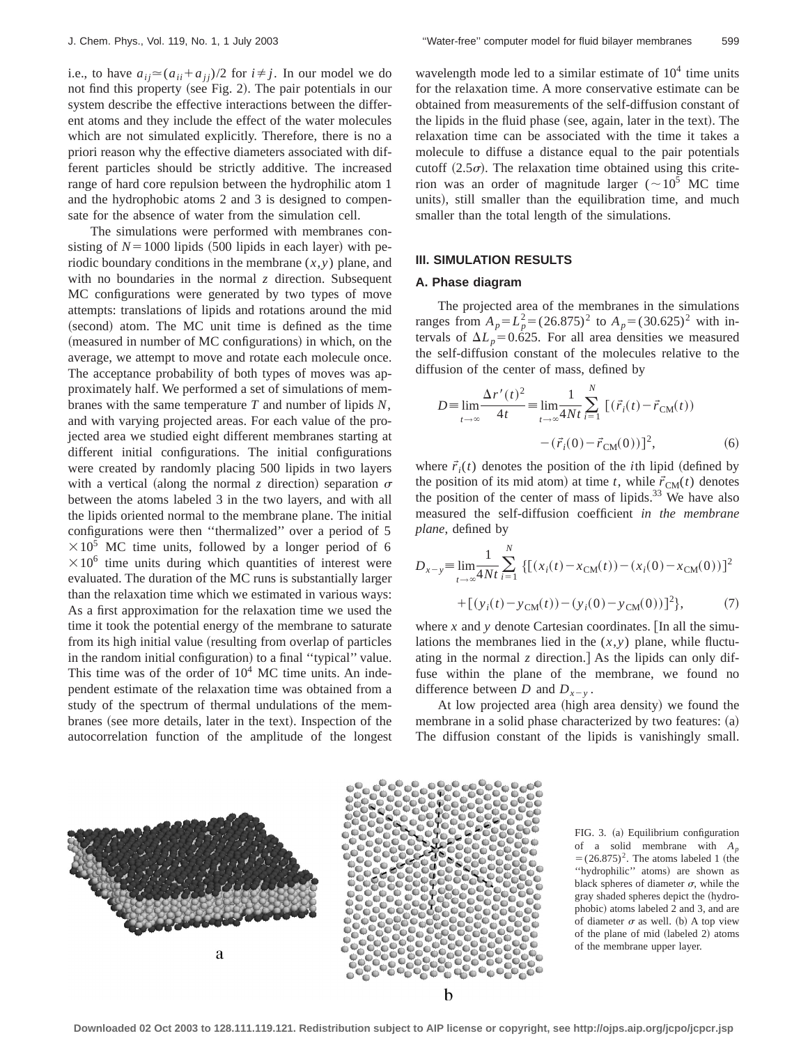i.e., to have $a_{ij} \simeq (a_{ii}+a_{jj})/2$ for $i \neq j$. In our model we do not find this property (see Fig. 2). The pair potentials in our system describe the effective interactions between the different atoms and they include the effect of the water molecules which are not simulated explicitly. Therefore, there is no a priori reason why the effective diameters associated with different particles should be strictly additive. The increased range of hard core repulsion between the hydrophilic atom 1 and the hydrophobic atoms 2 and 3 is designed to compensate for the absence of water from the simulation cell.

The simulations were performed with membranes consisting of $N=1000$ lipids (500 lipids in each layer) with periodic boundary conditions in the membrane $(x,y)$ plane, and with no boundaries in the normal $z$ direction. Subsequent MC configurations were generated by two types of move attempts: translations of lipids and rotations around the mid (second) atom. The MC unit time is defined as the time (measured in number of MC configurations) in which, on the average, we attempt to move and rotate each molecule once. The acceptance probability of both types of moves was approximately half. We performed a set of simulations of membranes with the same temperature $T$ and number of lipids $N$, and with varying projected areas. For each value of the projected area we studied eight different membranes starting at different initial configurations. The initial configurations were created by randomly placing 500 lipids in two layers with a vertical (along the normal $z$ direction) separation $\sigma$ between the atoms labeled 3 in the two layers, and with all the lipids oriented normal to the membrane plane. The initial configurations were then "thermalized" over a period of $5\times10^5$ MC time units, followed by a longer period of $6\times10^6$ time units during which quantities of interest were evaluated. The duration of the MC runs is substantially larger than the relaxation time which we estimated in various ways: As a first approximation for the relaxation time we used the time it took the potential energy of the membrane to saturate from its high initial value (resulting from overlap of particles in the random initial configuration) to a final "typical" value. This time was of the order of $10^4$ MC time units. An independent estimate of the relaxation time was obtained from a study of the spectrum of thermal undulations of the membranes (see more details, later in the text). Inspection of the autocorrelation function of the amplitude of the longest wavelength mode led to a similar estimate of $10^4$ time units for the relaxation time. A more conservative estimate can be obtained from measurements of the self-diffusion constant of the lipids in the fluid phase (see, again, later in the text). The relaxation time can be associated with the time it takes a molecule to diffuse a distance equal to the pair potentials cutoff $(2.5\sigma)$. The relaxation time obtained using this criterion was an order of magnitude larger ($\sim10^5$ MC time units), still smaller than the equilibration time, and much smaller than the total length of the simulations.

## III. SIMULATION RESULTS

### A. Phase diagram

The projected area of the membranes in the simulations ranges from $A_p=L_p^2=(26.875)^2$ to $A_p=(30.625)^2$ with intervals of $\Delta L_p=0.625$. For all area densities we measured the self-diffusion constant of the molecules relative to the diffusion of the center of mass, defined by

$$D \equiv \lim_{t\to\infty}\frac{\Delta r'(t)^2}{4t} \equiv \lim_{t\to\infty}\frac{1}{4Nt}\sum_{i=1}^{N}\left[(\vec{r}_i(t)-\vec{r}_{\rm CM}(t)) - (\vec{r}_i(0)-\vec{r}_{\rm CM}(0))\right]^2, \tag{6}$$

where $\vec{r}_i(t)$ denotes the position of the $i$th lipid (defined by the position of its mid atom) at time $t$, while $\vec{r}_{\rm CM}(t)$ denotes the position of the center of mass of lipids.[33] We have also measured the self-diffusion coefficient *in the membrane plane*, defined by

$$D_{x-y} \equiv \lim_{t\to\infty}\frac{1}{4Nt}\sum_{i=1}^{N}\{[(x_i(t)-x_{\rm CM}(t))-(x_i(0)-x_{\rm CM}(0))]^2 + [(y_i(t)-y_{\rm CM}(t))-(y_i(0)-y_{\rm CM}(0))]^2\}, \tag{7}$$

where $x$ and $y$ denote Cartesian coordinates. [In all the simulations the membranes lied in the $(x,y)$ plane, while fluctuating in the normal $z$ direction.] As the lipids can only diffuse within the plane of the membrane, we found no difference between $D$ and $D_{x-y}$.

At low projected area (high area density) we found the membrane in a solid phase characterized by two features: (a) The diffusion constant of the lipids is vanishingly small.

FIG. 3. (a) Equilibrium configuration of a solid membrane with $A_p=(26.875)^2$. The atoms labeled 1 (the "hydrophilic" atoms) are shown as black spheres of diameter $\sigma$, while the gray shaded spheres depict the (hydrophobic) atoms labeled 2 and 3, and are of diameter $\sigma$ as well. (b) A top view of the plane of mid (labeled 2) atoms of the membrane upper layer.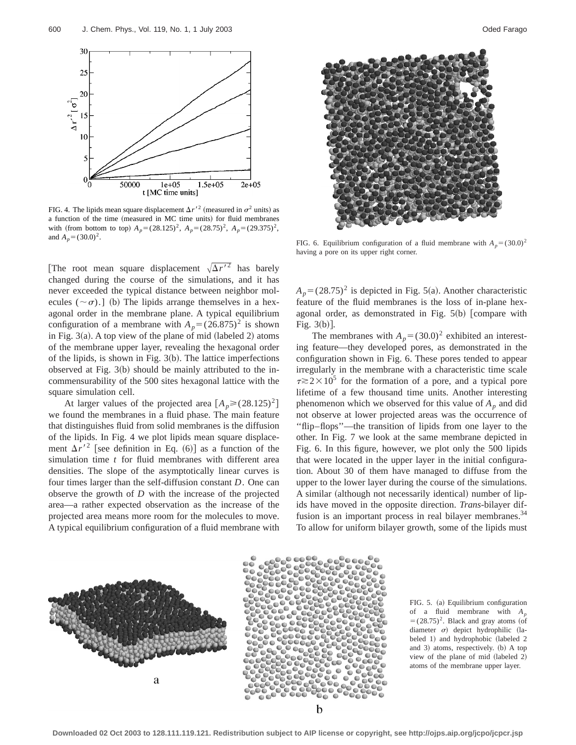FIG. 4. The lipids mean square displacement $\Delta r'^2$ (measured in $\sigma^2$ units) as a function of the time (measured in MC time units) for fluid membranes with (from bottom to top) $A_p = (28.125)^2$, $A_p = (28.75)^2$, $A_p = (29.375)^2$, and $A_p = (30.0)^2$.

[The root mean square displacement $\sqrt{\Delta r'^2}$ has barely changed during the course of the simulations, and it has never exceeded the typical distance between neighbor molecules $(\sim\sigma)$.] (b) The lipids arrange themselves in a hexagonal order in the membrane plane. A typical equilibrium configuration of a membrane with $A_p = (26.875)^2$ is shown in Fig. 3(a). A top view of the plane of mid (labeled 2) atoms of the membrane upper layer, revealing the hexagonal order of the lipids, is shown in Fig. 3(b). The lattice imperfections observed at Fig. 3(b) should be mainly attributed to the incommensurability of the 500 sites hexagonal lattice with the square simulation cell.

At larger values of the projected area $[A_p \geq (28.125)^2]$ we found the membranes in a fluid phase. The main feature that distinguishes fluid from solid membranes is the diffusion of the lipids. In Fig. 4 we plot lipids mean square displacement $\Delta r'^2$ [see definition in Eq. (6)] as a function of the simulation time $t$ for fluid membranes with different area densities. The slope of the asymptotically linear curves is four times larger than the self-diffusion constant $D$. One can observe the growth of $D$ with the increase of the projected area—a rather expected observation as the increase of the projected area means more room for the molecules to move. A typical equilibrium configuration of a fluid membrane with $A_p = (28.75)^2$ is depicted in Fig. 5(a). Another characteristic feature of the fluid membranes is the loss of in-plane hexagonal order, as demonstrated in Fig. 5(b) [compare with Fig. 3(b)].

FIG. 6. Equilibrium configuration of a fluid membrane with $A_p = (30.0)^2$ having a pore on its upper right corner.

The membranes with $A_p = (30.0)^2$ exhibited an interesting feature—they developed pores, as demonstrated in the configuration shown in Fig. 6. These pores tended to appear irregularly in the membrane with a characteristic time scale $\tau \gtrsim 2 \times 10^5$ for the formation of a pore, and a typical pore lifetime of a few thousand time units. Another interesting phenomenon which we observed for this value of $A_p$ and did not observe at lower projected areas was the occurrence of "flip–flops"—the transition of lipids from one layer to the other. In Fig. 7 we look at the same membrane depicted in Fig. 6. In this figure, however, we plot only the 500 lipids that were located in the upper layer in the initial configuration. About 30 of them have managed to diffuse from the upper to the lower layer during the course of the simulations. A similar (although not necessarily identical) number of lipids have moved in the opposite direction. *Trans*-bilayer diffusion is an important process in real bilayer membranes.[34] To allow for uniform bilayer growth, some of the lipids must

FIG. 5. (a) Equilibrium configuration of a fluid membrane with $A_p = (28.75)^2$. Black and gray atoms (of diameter $\sigma$) depict hydrophilic (labeled 1) and hydrophobic (labeled 2 and 3) atoms, respectively. (b) A top view of the plane of mid (labeled 2) atoms of the membrane upper layer.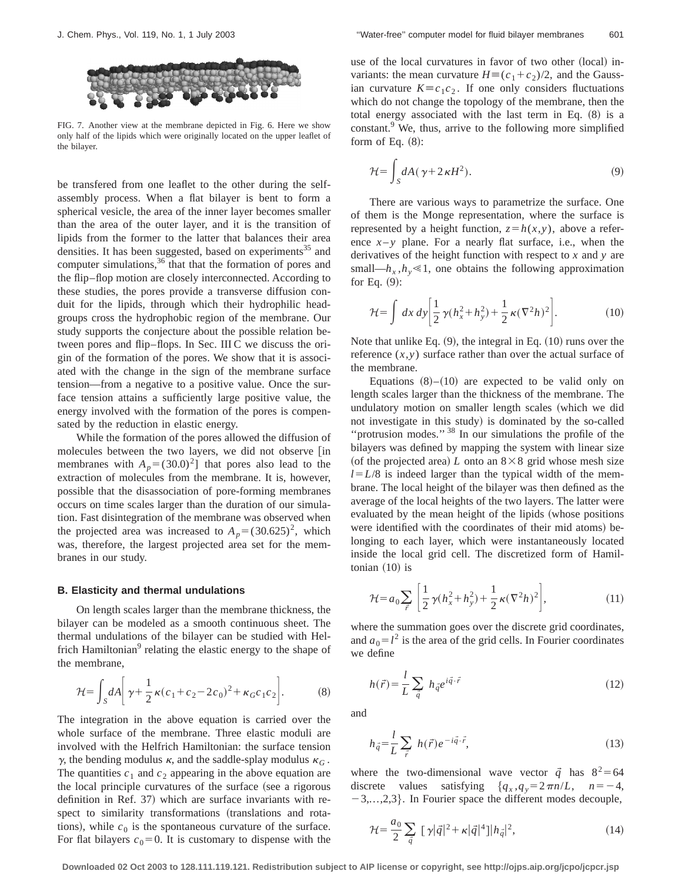FIG. 7. Another view at the membrane depicted in Fig. 6. Here we show only half of the lipids which were originally located on the upper leaflet of the bilayer.

be transfered from one leaflet to the other during the self-assembly process. When a flat bilayer is bent to form a spherical vesicle, the area of the inner layer becomes smaller than the area of the outer layer, and it is the transition of lipids from the former to the latter that balances their area densities. It has been suggested, based on experiments[35] and computer simulations,[36] that that the formation of pores and the flip–flop motion are closely interconnected. According to these studies, the pores provide a transverse diffusion conduit for the lipids, through which their hydrophilic head-groups cross the hydrophobic region of the membrane. Our study supports the conjecture about the possible relation between pores and flip–flops. In Sec. III C we discuss the origin of the formation of the pores. We show that it is associated with the change in the sign of the membrane surface tension—from a negative to a positive value. Once the surface tension attains a sufficiently large positive value, the energy involved with the formation of the pores is compensated by the reduction in elastic energy.

While the formation of the pores allowed the diffusion of molecules between the two layers, we did not observe [in membranes with $A_p=(30.0)^2$] that pores also lead to the extraction of molecules from the membrane. It is, however, possible that the disassociation of pore-forming membranes occurs on time scales larger than the duration of our simulation. Fast disintegration of the membrane was observed when the projected area was increased to $A_p=(30.625)^2$, which was, therefore, the largest projected area set for the membranes in our study.

### B. Elasticity and thermal undulations

On length scales larger than the membrane thickness, the bilayer can be modeled as a smooth continuous sheet. The thermal undulations of the bilayer can be studied with Helfrich Hamiltonian[9] relating the elastic energy to the shape of the membrane,

$$\mathcal{H}=\int_S dA\left[\gamma+\frac{1}{2}\kappa(c_1+c_2-2c_0)^2+\kappa_G c_1 c_2\right]. \tag{8}$$

The integration in the above equation is carried over the whole surface of the membrane. Three elastic moduli are involved with the Helfrich Hamiltonian: the surface tension $\gamma$, the bending modulus $\kappa$, and the saddle-splay modulus $\kappa_G$. The quantities $c_1$ and $c_2$ appearing in the above equation are the local principle curvatures of the surface (see a rigorous definition in Ref. 37) which are surface invariants with respect to similarity transformations (translations and rotations), while $c_0$ is the spontaneous curvature of the surface. For flat bilayers $c_0=0$. It is customary to dispense with the use of the local curvatures in favor of two other (local) invariants: the mean curvature $H\equiv(c_1+c_2)/2$, and the Gaussian curvature $K\equiv c_1c_2$. If one only considers fluctuations which do not change the topology of the membrane, then the total energy associated with the last term in Eq. (8) is a constant.[9] We, thus, arrive to the following more simplified form of Eq. (8):

$$\mathcal{H}=\int_S dA(\gamma+2\kappa H^2). \tag{9}$$

There are various ways to parametrize the surface. One of them is the Monge representation, where the surface is represented by a height function, $z=h(x,y)$, above a reference $x$–$y$ plane. For a nearly flat surface, i.e., when the derivatives of the height function with respect to $x$ and $y$ are small—$h_x,h_y\ll 1$, one obtains the following approximation for Eq. (9):

$$\mathcal{H}=\int dx\,dy\left[\frac{1}{2}\gamma(h_x^2+h_y^2)+\frac{1}{2}\kappa(\nabla^2 h)^2\right]. \tag{10}$$

Note that unlike Eq. (9), the integral in Eq. (10) runs over the reference $(x,y)$ surface rather than over the actual surface of the membrane.

Equations (8)–(10) are expected to be valid only on length scales larger than the thickness of the membrane. The undulatory motion on smaller length scales (which we did not investigate in this study) is dominated by the so-called "protrusion modes."[38] In our simulations the profile of the bilayers was defined by mapping the system with linear size (of the projected area) $L$ onto an $8\times 8$ grid whose mesh size $l=L/8$ is indeed larger than the typical width of the membrane. The local height of the bilayer was then defined as the average of the local heights of the two layers. The latter were evaluated by the mean height of the lipids (whose positions were identified with the coordinates of their mid atoms) belonging to each layer, which were instantaneously located inside the local grid cell. The discretized form of Hamiltonian (10) is

$$\mathcal{H}=a_0\sum_{\vec{r}}\left[\frac{1}{2}\gamma(h_x^2+h_y^2)+\frac{1}{2}\kappa(\nabla^2 h)^2\right], \tag{11}$$

where the summation goes over the discrete grid coordinates, and $a_0=l^2$ is the area of the grid cells. In Fourier coordinates we define

$$h(\vec{r})=\frac{l}{L}\sum_{\vec{q}} h_{\vec{q}}e^{i\vec{q}\cdot\vec{r}} \tag{12}$$

and

$$h_{\vec{q}}=\frac{l}{L}\sum_{\vec{r}} h(\vec{r})e^{-i\vec{q}\cdot\vec{r}}, \tag{13}$$

where the two-dimensional wave vector $\vec{q}$ has $8^2=64$ discrete values satisfying $\{q_x,q_y=2\pi n/L,\quad n=-4,-3,\ldots,2,3\}$. In Fourier space the different modes decouple,

$$\mathcal{H}=\frac{a_0}{2}\sum_{\vec{q}}\left[\gamma|\vec{q}|^2+\kappa|\vec{q}|^4\right]|h_{\vec{q}}|^2, \tag{14}$$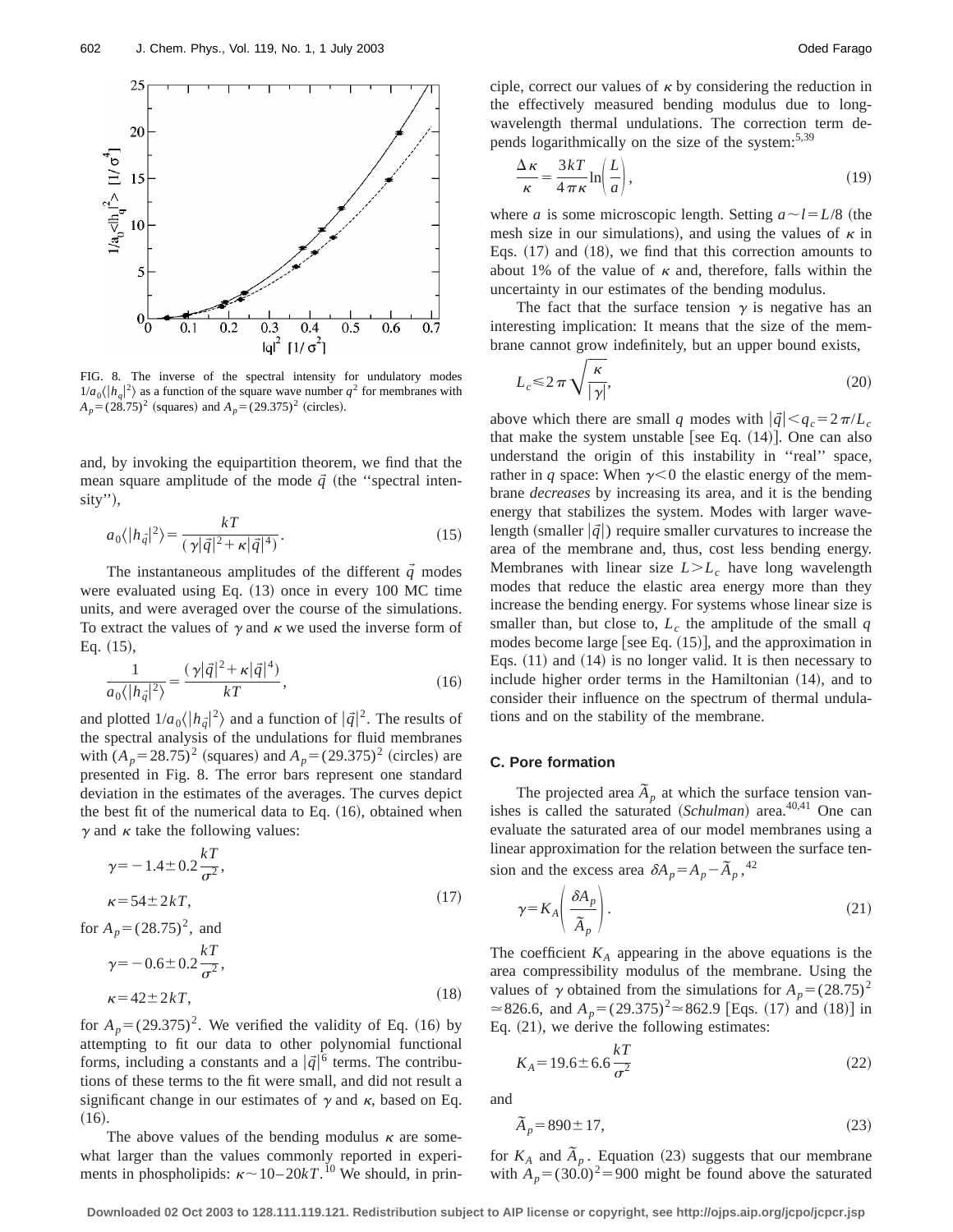FIG. 8. The inverse of the spectral intensity for undulatory modes $1/a_0\langle|h_q|^2\rangle$ as a function of the square wave number $q^2$ for membranes with $A_p=(28.75)^2$ (squares) and $A_p=(29.375)^2$ (circles).

and, by invoking the equipartition theorem, we find that the mean square amplitude of the mode $\vec{q}$ (the ''spectral intensity''),

$$a_0\langle|h_{\vec{q}}|^2\rangle=\frac{kT}{(\gamma|\vec{q}|^2+\kappa|\vec{q}|^4)}. \tag{15}$$

The instantaneous amplitudes of the different $\vec{q}$ modes were evaluated using Eq. (13) once in every 100 MC time units, and were averaged over the course of the simulations. To extract the values of $\gamma$ and $\kappa$ we used the inverse form of Eq. (15),

$$\frac{1}{a_0\langle|h_{\vec{q}}|^2\rangle}=\frac{(\gamma|\vec{q}|^2+\kappa|\vec{q}|^4)}{kT}, \tag{16}$$

and plotted $1/a_0\langle|h_{\vec{q}}|^2\rangle$ and a function of $|\vec{q}|^2$. The results of the spectral analysis of the undulations for fluid membranes with $(A_p=28.75)^2$ (squares) and $A_p=(29.375)^2$ (circles) are presented in Fig. 8. The error bars represent one standard deviation in the estimates of the averages. The curves depict the best fit of the numerical data to Eq. (16), obtained when $\gamma$ and $\kappa$ take the following values:

$$\gamma=-1.4\pm0.2\frac{kT}{\sigma^2},$$
$$\kappa=54\pm2kT, \tag{17}$$

for $A_p=(28.75)^2$, and

$$\gamma=-0.6\pm0.2\frac{kT}{\sigma^2},$$
$$\kappa=42\pm2kT, \tag{18}$$

for $A_p=(29.375)^2$. We verified the validity of Eq. (16) by attempting to fit our data to other polynomial functional forms, including a constants and a $|\vec{q}|^6$ terms. The contributions of these terms to the fit were small, and did not result a significant change in our estimates of $\gamma$ and $\kappa$, based on Eq. (16).

The above values of the bending modulus $\kappa$ are somewhat larger than the values commonly reported in experiments in phospholipids: $\kappa\sim10-20kT$.[10] We should, in principle, correct our values of $\kappa$ by considering the reduction in the effectively measured bending modulus due to long-wavelength thermal undulations. The correction term depends logarithmically on the size of the system:[5,39]

$$\frac{\Delta\kappa}{\kappa}=\frac{3kT}{4\pi\kappa}\ln\left(\frac{L}{a}\right), \tag{19}$$

where $a$ is some microscopic length. Setting $a\sim l=L/8$ (the mesh size in our simulations), and using the values of $\kappa$ in Eqs. (17) and (18), we find that this correction amounts to about 1% of the value of $\kappa$ and, therefore, falls within the uncertainty in our estimates of the bending modulus.

The fact that the surface tension $\gamma$ is negative has an interesting implication: It means that the size of the membrane cannot grow indefinitely, but an upper bound exists,

$$L_c\leqslant2\pi\sqrt{\frac{\kappa}{|\gamma|}}, \tag{20}$$

above which there are small $q$ modes with $|\vec{q}|<q_c=2\pi/L_c$ that make the system unstable [see Eq. (14)]. One can also understand the origin of this instability in ''real'' space, rather in $q$ space: When $\gamma<0$ the elastic energy of the membrane *decreases* by increasing its area, and it is the bending energy that stabilizes the system. Modes with larger wavelength (smaller $|\vec{q}|$) require smaller curvatures to increase the area of the membrane and, thus, cost less bending energy. Membranes with linear size $L>L_c$ have long wavelength modes that reduce the elastic area energy more than they increase the bending energy. For systems whose linear size is smaller than, but close to, $L_c$ the amplitude of the small $q$ modes become large [see Eq. (15)], and the approximation in Eqs. (11) and (14) is no longer valid. It is then necessary to include higher order terms in the Hamiltonian (14), and to consider their influence on the spectrum of thermal undulations and on the stability of the membrane.

### C. Pore formation

The projected area $\tilde{A}_p$ at which the surface tension vanishes is called the saturated (*Schulman*) area.[40,41] One can evaluate the saturated area of our model membranes using a linear approximation for the relation between the surface tension and the excess area $\delta A_p=A_p-\tilde{A}_p$,[42]

$$\gamma=K_A\left(\frac{\delta A_p}{\tilde{A}_p}\right). \tag{21}$$

The coefficient $K_A$ appearing in the above equations is the area compressibility modulus of the membrane. Using the values of $\gamma$ obtained from the simulations for $A_p=(28.75)^2\simeq826.6$, and $A_p=(29.375)^2\simeq862.9$ [Eqs. (17) and (18)] in Eq. (21), we derive the following estimates:

$$K_A=19.6\pm6.6\frac{kT}{\sigma^2} \tag{22}$$

and

$$\tilde{A}_p=890\pm17, \tag{23}$$

for $K_A$ and $\tilde{A}_p$. Equation (23) suggests that our membrane with $A_p=(30.0)^2=900$ might be found above the saturated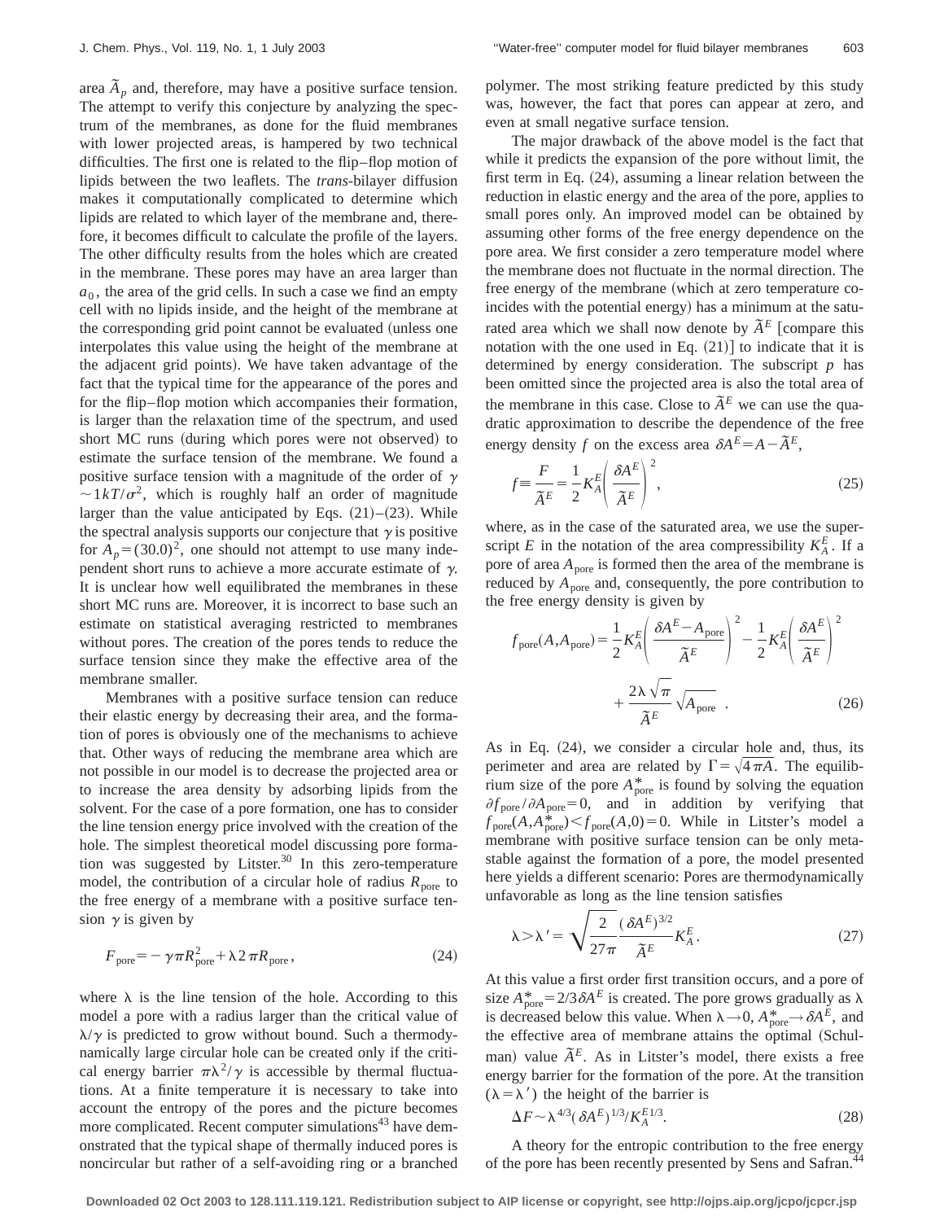area $\tilde{A}_p$ and, therefore, may have a positive surface tension. The attempt to verify this conjecture by analyzing the spectrum of the membranes, as done for the fluid membranes with lower projected areas, is hampered by two technical difficulties. The first one is related to the flip–flop motion of lipids between the two leaflets. The *trans*-bilayer diffusion makes it computationally complicated to determine which lipids are related to which layer of the membrane and, therefore, it becomes difficult to calculate the profile of the layers. The other difficulty results from the holes which are created in the membrane. These pores may have an area larger than $a_0$, the area of the grid cells. In such a case we find an empty cell with no lipids inside, and the height of the membrane at the corresponding grid point cannot be evaluated (unless one interpolates this value using the height of the membrane at the adjacent grid points). We have taken advantage of the fact that the typical time for the appearance of the pores and for the flip–flop motion which accompanies their formation, is larger than the relaxation time of the spectrum, and used short MC runs (during which pores were not observed) to estimate the surface tension of the membrane. We found a positive surface tension with a magnitude of the order of $\gamma \sim 1kT/\sigma^2$, which is roughly half an order of magnitude larger than the value anticipated by Eqs. (21)–(23). While the spectral analysis supports our conjecture that $\gamma$ is positive for $A_p = (30.0)^2$, one should not attempt to use many independent short runs to achieve a more accurate estimate of $\gamma$. It is unclear how well equilibrated the membranes in these short MC runs are. Moreover, it is incorrect to base such an estimate on statistical averaging restricted to membranes without pores. The creation of the pores tends to reduce the surface tension since they make the effective area of the membrane smaller.

Membranes with a positive surface tension can reduce their elastic energy by decreasing their area, and the formation of pores is obviously one of the mechanisms to achieve that. Other ways of reducing the membrane area which are not possible in our model is to decrease the projected area or to increase the area density by adsorbing lipids from the solvent. For the case of a pore formation, one has to consider the line tension energy price involved with the creation of the hole. The simplest theoretical model discussing pore formation was suggested by Litster.[30] In this zero-temperature model, the contribution of a circular hole of radius $R_{\text{pore}}$ to the free energy of a membrane with a positive surface tension $\gamma$ is given by

$$F_{\text{pore}} = -\gamma \pi R_{\text{pore}}^2 + \lambda 2\pi R_{\text{pore}}, \tag{24}$$

where $\lambda$ is the line tension of the hole. According to this model a pore with a radius larger than the critical value of $\lambda/\gamma$ is predicted to grow without bound. Such a thermodynamically large circular hole can be created only if the critical energy barrier $\pi\lambda^2/\gamma$ is accessible by thermal fluctuations. At a finite temperature it is necessary to take into account the entropy of the pores and the picture becomes more complicated. Recent computer simulations[43] have demonstrated that the typical shape of thermally induced pores is noncircular but rather of a self-avoiding ring or a branched polymer. The most striking feature predicted by this study was, however, the fact that pores can appear at zero, and even at small negative surface tension.

The major drawback of the above model is the fact that while it predicts the expansion of the pore without limit, the first term in Eq. (24), assuming a linear relation between the reduction in elastic energy and the area of the pore, applies to small pores only. An improved model can be obtained by assuming other forms of the free energy dependence on the pore area. We first consider a zero temperature model where the membrane does not fluctuate in the normal direction. The free energy of the membrane (which at zero temperature coincides with the potential energy) has a minimum at the saturated area which we shall now denote by $\tilde{A}^E$ [compare this notation with the one used in Eq. (21)] to indicate that it is determined by energy consideration. The subscript $p$ has been omitted since the projected area is also the total area of the membrane in this case. Close to $\tilde{A}^E$ we can use the quadratic approximation to describe the dependence of the free energy density $f$ on the excess area $\delta A^E = A - \tilde{A}^E$,

$$f \equiv \frac{F}{\tilde{A}^E} = \frac{1}{2} K_A^E \left( \frac{\delta A^E}{\tilde{A}^E} \right)^2, \tag{25}$$

where, as in the case of the saturated area, we use the superscript $E$ in the notation of the area compressibility $K_A^E$. If a pore of area $A_{\text{pore}}$ is formed then the area of the membrane is reduced by $A_{\text{pore}}$ and, consequently, the pore contribution to the free energy density is given by

$$f_{\text{pore}}(A, A_{\text{pore}}) = \frac{1}{2} K_A^E \left( \frac{\delta A^E - A_{\text{pore}}}{\tilde{A}^E} \right)^2 - \frac{1}{2} K_A^E \left( \frac{\delta A^E}{\tilde{A}^E} \right)^2 + \frac{2\lambda\sqrt{\pi}}{\tilde{A}^E} \sqrt{A_{\text{pore}}} \ . \tag{26}$$

As in Eq. (24), we consider a circular hole and, thus, its perimeter and area are related by $\Gamma = \sqrt{4\pi A}$. The equilibrium size of the pore $A_{\text{pore}}^*$ is found by solving the equation $\partial f_{\text{pore}} / \partial A_{\text{pore}} = 0$, and in addition by verifying that $f_{\text{pore}}(A, A_{\text{pore}}^*) < f_{\text{pore}}(A, 0) = 0$. While in Litster's model a membrane with positive surface tension can be only metastable against the formation of a pore, the model presented here yields a different scenario: Pores are thermodynamically unfavorable as long as the line tension satisfies

$$\lambda > \lambda' = \sqrt{\frac{2}{27\pi}} \frac{(\delta A^E)^{3/2}}{\tilde{A}^E} K_A^E. \tag{27}$$

At this value a first order first transition occurs, and a pore of size $A_{\text{pore}}^* = 2/3 \delta A^E$ is created. The pore grows gradually as $\lambda$ is decreased below this value. When $\lambda \to 0$, $A_{\text{pore}}^* \to \delta A^E$, and the effective area of membrane attains the optimal (Schulman) value $\tilde{A}^E$. As in Litster's model, there exists a free energy barrier for the formation of the pore. At the transition ($\lambda = \lambda'$) the height of the barrier is

$$\Delta F \sim \lambda^{4/3} (\delta A^E)^{1/3} / K_A^{E\,1/3}. \tag{28}$$

A theory for the entropic contribution to the free energy of the pore has been recently presented by Sens and Safran.[44]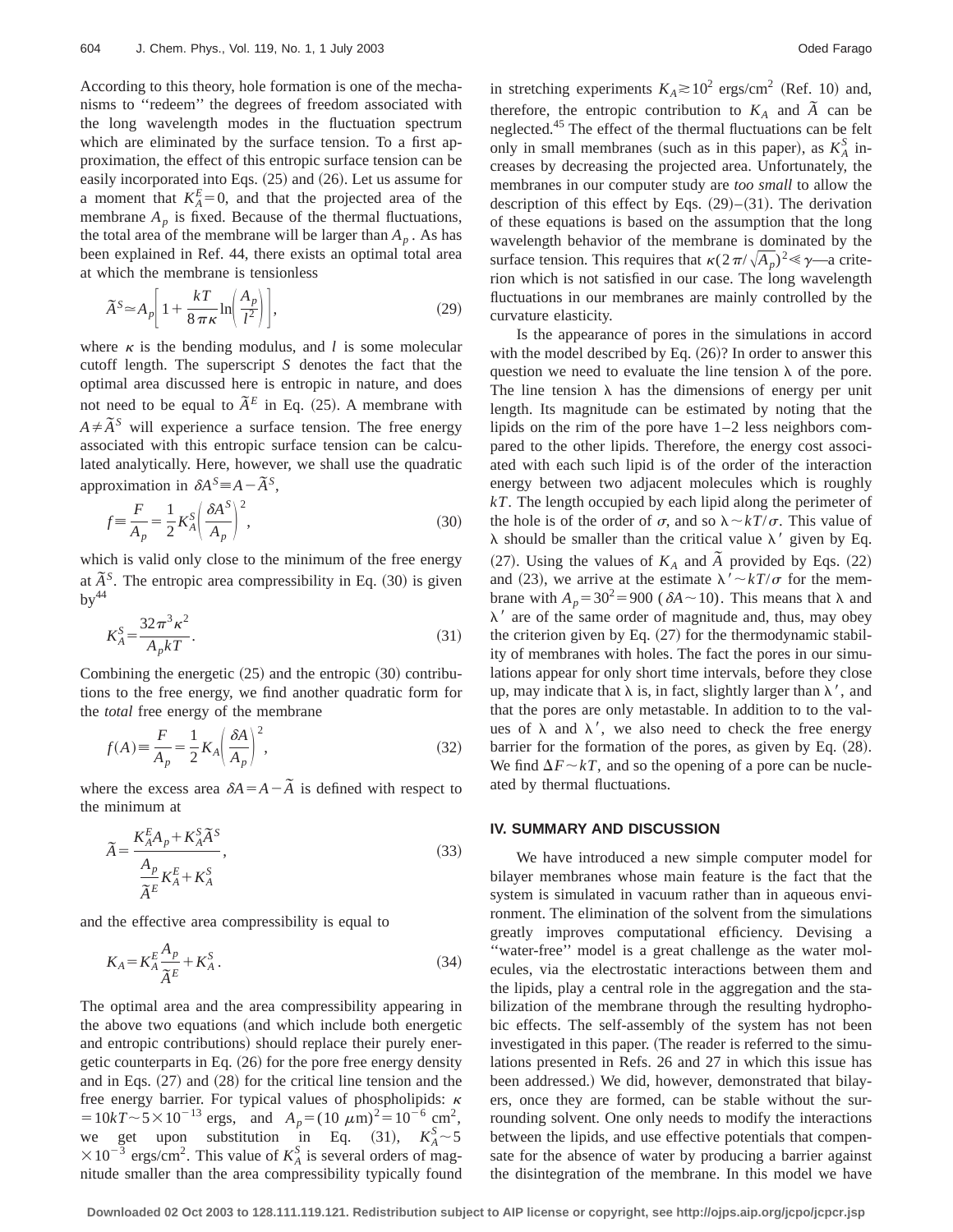According to this theory, hole formation is one of the mechanisms to ''redeem'' the degrees of freedom associated with the long wavelength modes in the fluctuation spectrum which are eliminated by the surface tension. To a first approximation, the effect of this entropic surface tension can be easily incorporated into Eqs. (25) and (26). Let us assume for a moment that $K_A^E=0$, and that the projected area of the membrane $A_p$ is fixed. Because of the thermal fluctuations, the total area of the membrane will be larger than $A_p$. As has been explained in Ref. 44, there exists an optimal total area at which the membrane is tensionless

$$\tilde{A}^S \simeq A_p\left[1+\frac{kT}{8\pi\kappa}\ln\left(\frac{A_p}{l^2}\right)\right], \tag{29}$$

where $\kappa$ is the bending modulus, and $l$ is some molecular cutoff length. The superscript $S$ denotes the fact that the optimal area discussed here is entropic in nature, and does not need to be equal to $\tilde{A}^E$ in Eq. (25). A membrane with $A\neq\tilde{A}^S$ will experience a surface tension. The free energy associated with this entropic surface tension can be calculated analytically. Here, however, we shall use the quadratic approximation in $\delta A^S \equiv A-\tilde{A}^S$,

$$f\equiv\frac{F}{A_p}=\frac{1}{2}K_A^S\left(\frac{\delta A^S}{A_p}\right)^2, \tag{30}$$

which is valid only close to the minimum of the free energy at $\tilde{A}^S$. The entropic area compressibility in Eq. (30) is given by[44]

$$K_A^S=\frac{32\pi^3\kappa^2}{A_p kT}. \tag{31}$$

Combining the energetic (25) and the entropic (30) contributions to the free energy, we find another quadratic form for the *total* free energy of the membrane

$$f(A)\equiv\frac{F}{A_p}=\frac{1}{2}K_A\left(\frac{\delta A}{A_p}\right)^2, \tag{32}$$

where the excess area $\delta A=A-\tilde{A}$ is defined with respect to the minimum at

$$\tilde{A}=\frac{K_A^E A_p+K_A^S\tilde{A}^S}{\dfrac{A_p}{\tilde{A}^E}K_A^E+K_A^S}, \tag{33}$$

and the effective area compressibility is equal to

$$K_A=K_A^E\frac{A_p}{\tilde{A}^E}+K_A^S. \tag{34}$$

The optimal area and the area compressibility appearing in the above two equations (and which include both energetic and entropic contributions) should replace their purely energetic counterparts in Eq. (26) for the pore free energy density and in Eqs. (27) and (28) for the critical line tension and the free energy barrier. For typical values of phospholipids: $\kappa=10kT\sim5\times10^{-13}$ ergs, and $A_p=(10\ \mu\text{m})^2=10^{-6}\ \text{cm}^2$, we get upon substitution in Eq. (31), $K_A^S\sim5\times10^{-3}$ ergs/cm$^2$. This value of $K_A^S$ is several orders of magnitude smaller than the area compressibility typically found in stretching experiments $K_A\gtrsim10^2$ ergs/cm$^2$ (Ref. 10) and, therefore, the entropic contribution to $K_A$ and $\tilde{A}$ can be neglected.[45] The effect of the thermal fluctuations can be felt only in small membranes (such as in this paper), as $K_A^S$ increases by decreasing the projected area. Unfortunately, the membranes in our computer study are *too small* to allow the description of this effect by Eqs. (29)–(31). The derivation of these equations is based on the assumption that the long wavelength behavior of the membrane is dominated by the surface tension. This requires that $\kappa(2\pi/\sqrt{A_p})^2\ll\gamma$—a criterion which is not satisfied in our case. The long wavelength fluctuations in our membranes are mainly controlled by the curvature elasticity.

Is the appearance of pores in the simulations in accord with the model described by Eq. (26)? In order to answer this question we need to evaluate the line tension $\lambda$ of the pore. The line tension $\lambda$ has the dimensions of energy per unit length. Its magnitude can be estimated by noting that the lipids on the rim of the pore have 1–2 less neighbors compared to the other lipids. Therefore, the energy cost associated with each such lipid is of the order of the interaction energy between two adjacent molecules which is roughly $kT$. The length occupied by each lipid along the perimeter of the hole is of the order of $\sigma$, and so $\lambda\sim kT/\sigma$. This value of $\lambda$ should be smaller than the critical value $\lambda'$ given by Eq. (27). Using the values of $K_A$ and $\tilde{A}$ provided by Eqs. (22) and (23), we arrive at the estimate $\lambda'\sim kT/\sigma$ for the membrane with $A_p=30^2=900$ ($\delta A\sim10$). This means that $\lambda$ and $\lambda'$ are of the same order of magnitude and, thus, may obey the criterion given by Eq. (27) for the thermodynamic stability of membranes with holes. The fact the pores in our simulations appear for only short time intervals, before they close up, may indicate that $\lambda$ is, in fact, slightly larger than $\lambda'$, and that the pores are only metastable. In addition to to the values of $\lambda$ and $\lambda'$, we also need to check the free energy barrier for the formation of the pores, as given by Eq. (28). We find $\Delta F\sim kT$, and so the opening of a pore can be nucleated by thermal fluctuations.

## IV. SUMMARY AND DISCUSSION

We have introduced a new simple computer model for bilayer membranes whose main feature is the fact that the system is simulated in vacuum rather than in aqueous environment. The elimination of the solvent from the simulations greatly improves computational efficiency. Devising a ''water-free'' model is a great challenge as the water molecules, via the electrostatic interactions between them and the lipids, play a central role in the aggregation and the stabilization of the membrane through the resulting hydrophobic effects. The self-assembly of the system has not been investigated in this paper. (The reader is referred to the simulations presented in Refs. 26 and 27 in which this issue has been addressed.) We did, however, demonstrated that bilayers, once they are formed, can be stable without the surrounding solvent. One only needs to modify the interactions between the lipids, and use effective potentials that compensate for the absence of water by producing a barrier against the disintegration of the membrane. In this model we have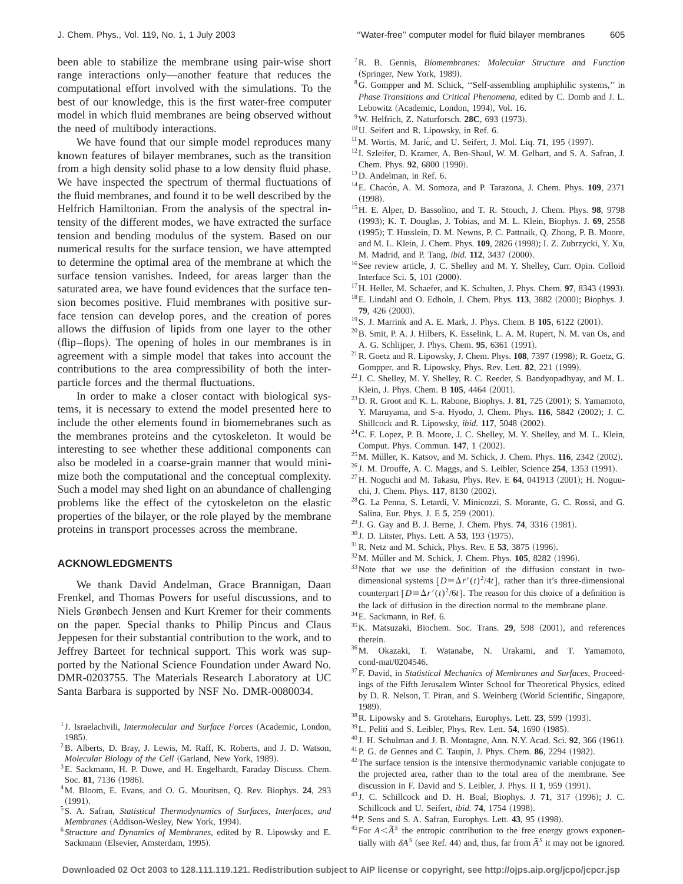been able to stabilize the membrane using pair-wise short range interactions only—another feature that reduces the computational effort involved with the simulations. To the best of our knowledge, this is the first water-free computer model in which fluid membranes are being observed without the need of multibody interactions.

We have found that our simple model reproduces many known features of bilayer membranes, such as the transition from a high density solid phase to a low density fluid phase. We have inspected the spectrum of thermal fluctuations of the fluid membranes, and found it to be well described by the Helfrich Hamiltonian. From the analysis of the spectral intensity of the different modes, we have extracted the surface tension and bending modulus of the system. Based on our numerical results for the surface tension, we have attempted to determine the optimal area of the membrane at which the surface tension vanishes. Indeed, for areas larger than the saturated area, we have found evidences that the surface tension becomes positive. Fluid membranes with positive surface tension can develop pores, and the creation of pores allows the diffusion of lipids from one layer to the other (flip–flops). The opening of holes in our membranes is in agreement with a simple model that takes into account the contributions to the area compressibility of both the interparticle forces and the thermal fluctuations.

In order to make a closer contact with biological systems, it is necessary to extend the model presented here to include the other elements found in biomemebranes such as the membranes proteins and the cytoskeleton. It would be interesting to see whether these additional components can also be modeled in a coarse-grain manner that would minimize both the computational and the conceptual complexity. Such a model may shed light on an abundance of challenging problems like the effect of the cytoskeleton on the elastic properties of the bilayer, or the role played by the membrane proteins in transport processes across the membrane.

## ACKNOWLEDGMENTS

We thank David Andelman, Grace Brannigan, Daan Frenkel, and Thomas Powers for useful discussions, and to Niels Grønbech Jensen and Kurt Kremer for their comments on the paper. Special thanks to Philip Pincus and Claus Jeppesen for their substantial contribution to the work, and to Jeffrey Barteet for technical support. This work was supported by the National Science Foundation under Award No. DMR-0203755. The Materials Research Laboratory at UC Santa Barbara is supported by NSF No. DMR-0080034.

[1] J. Israelachvili, *Intermolecular and Surface Forces* (Academic, London, 1985).
[2] B. Alberts, D. Bray, J. Lewis, M. Raff, K. Roberts, and J. D. Watson, *Molecular Biology of the Cell* (Garland, New York, 1989).
[3] E. Sackmann, H. P. Duwe, and H. Engelhardt, Faraday Discuss. Chem. Soc. **81**, 7136 (1986).
[4] M. Bloom, E. Evans, and O. G. Mouritsen, Q. Rev. Biophys. **24**, 293 (1991).
[5] S. A. Safran, *Statistical Thermodynamics of Surfaces, Interfaces, and Membranes* (Addison-Wesley, New York, 1994).
[6] *Structure and Dynamics of Membranes*, edited by R. Lipowsky and E. Sackmann (Elsevier, Amsterdam, 1995).
[7] R. B. Gennis, *Biomembranes: Molecular Structure and Function* (Springer, New York, 1989).
[8] G. Gompper and M. Schick, ''Self-assembling amphiphilic systems,'' in *Phase Transitions and Critical Phenomena*, edited by C. Domb and J. L. Lebowitz (Academic, London, 1994), Vol. 16.
[9] W. Helfrich, Z. Naturforsch. **28C**, 693 (1973).
[10] U. Seifert and R. Lipowsky, in Ref. 6.
[11] M. Wortis, M. Jarić, and U. Seifert, J. Mol. Liq. **71**, 195 (1997).
[12] I. Szleifer, D. Kramer, A. Ben-Shaul, W. M. Gelbart, and S. A. Safran, J. Chem. Phys. **92**, 6800 (1990).
[13] D. Andelman, in Ref. 6.
[14] E. Chacón, A. M. Somoza, and P. Tarazona, J. Chem. Phys. **109**, 2371 (1998).
[15] H. E. Alper, D. Bassolino, and T. R. Stouch, J. Chem. Phys. **98**, 9798 (1993); K. T. Douglas, J. Tobias, and M. L. Klein, Biophys. J. **69**, 2558 (1995); T. Husslein, D. M. Newns, P. C. Pattnaik, Q. Zhong, P. B. Moore, and M. L. Klein, J. Chem. Phys. **109**, 2826 (1998); I. Z. Zubrzycki, Y. Xu, M. Madrid, and P. Tang, *ibid.* **112**, 3437 (2000).
[16] See review article, J. C. Shelley and M. Y. Shelley, Curr. Opin. Colloid Interface Sci. **5**, 101 (2000).
[17] H. Heller, M. Schaefer, and K. Schulten, J. Phys. Chem. **97**, 8343 (1993).
[18] E. Lindahl and O. Edholn, J. Chem. Phys. **113**, 3882 (2000); Biophys. J. **79**, 426 (2000).
[19] S. J. Marrink and A. E. Mark, J. Phys. Chem. B **105**, 6122 (2001).
[20] B. Smit, P. A. J. Hilbers, K. Esselink, L. A. M. Rupert, N. M. van Os, and A. G. Schlijper, J. Phys. Chem. **95**, 6361 (1991).
[21] R. Goetz and R. Lipowsky, J. Chem. Phys. **108**, 7397 (1998); R. Goetz, G. Gompper, and R. Lipowsky, Phys. Rev. Lett. **82**, 221 (1999).
[22] J. C. Shelley, M. Y. Shelley, R. C. Reeder, S. Bandyopadhyay, and M. L. Klein, J. Phys. Chem. B **105**, 4464 (2001).
[23] D. R. Groot and K. L. Rabone, Biophys. J. **81**, 725 (2001); S. Yamamoto, Y. Maruyama, and S-a. Hyodo, J. Chem. Phys. **116**, 5842 (2002); J. C. Shillcock and R. Lipowsky, *ibid.* **117**, 5048 (2002).
[24] C. F. Lopez, P. B. Moore, J. C. Shelley, M. Y. Shelley, and M. L. Klein, Comput. Phys. Commun. **147**, 1 (2002).
[25] M. Müller, K. Katsov, and M. Schick, J. Chem. Phys. **116**, 2342 (2002).
[26] J. M. Drouffe, A. C. Maggs, and S. Leibler, Science **254**, 1353 (1991).
[27] H. Noguchi and M. Takasu, Phys. Rev. E **64**, 041913 (2001); H. Noguchi, J. Chem. Phys. **117**, 8130 (2002).
[28] G. La Penna, S. Letardi, V. Minicozzi, S. Morante, G. C. Rossi, and G. Salina, Eur. Phys. J. E **5**, 259 (2001).
[29] J. G. Gay and B. J. Berne, J. Chem. Phys. **74**, 3316 (1981).
[30] J. D. Litster, Phys. Lett. A **53**, 193 (1975).
[31] R. Netz and M. Schick, Phys. Rev. E **53**, 3875 (1996).
[32] M. Müller and M. Schick, J. Chem. Phys. **105**, 8282 (1996).
[33] Note that we use the definition of the diffusion constant in two-dimensional systems $[D \equiv \Delta r'(t)^2/4t]$, rather than it's three-dimensional counterpart $[D \equiv \Delta r'(t)^2/6t]$. The reason for this choice of a definition is the lack of diffusion in the direction normal to the membrane plane.
[34] E. Sackmann, in Ref. 6.
[35] K. Matsuzaki, Biochem. Soc. Trans. **29**, 598 (2001), and references therein.
[36] M. Okazaki, T. Watanabe, N. Urakami, and T. Yamamoto, cond-mat/0204546.
[37] F. David, in *Statistical Mechanics of Membranes and Surfaces*, Proceedings of the Fifth Jerusalem Winter School for Theoretical Physics, edited by D. R. Nelson, T. Piran, and S. Weinberg (World Scientific, Singapore, 1989).
[38] R. Lipowsky and S. Grotehans, Europhys. Lett. **23**, 599 (1993).
[39] L. Peliti and S. Leibler, Phys. Rev. Lett. **54**, 1690 (1985).
[40] J. H. Schulman and J. B. Montagne, Ann. N.Y. Acad. Sci. **92**, 366 (1961).
[41] P. G. de Gennes and C. Taupin, J. Phys. Chem. **86**, 2294 (1982).
[42] The surface tension is the intensive thermodynamic variable conjugate to the projected area, rather than to the total area of the membrane. See discussion in F. David and S. Leibler, J. Phys. II **1**, 959 (1991).
[43] J. C. Shillcock and D. H. Boal, Biophys. J. **71**, 317 (1996); J. C. Shillcock and U. Seifert, *ibid.* **74**, 1754 (1998).
[44] P. Sens and S. A. Safran, Europhys. Lett. **43**, 95 (1998).
[45] For $A < \tilde{A}^S$ the entropic contribution to the free energy grows exponentially with $\delta A^S$ (see Ref. 44) and, thus, far from $\tilde{A}^S$ it may not be ignored.